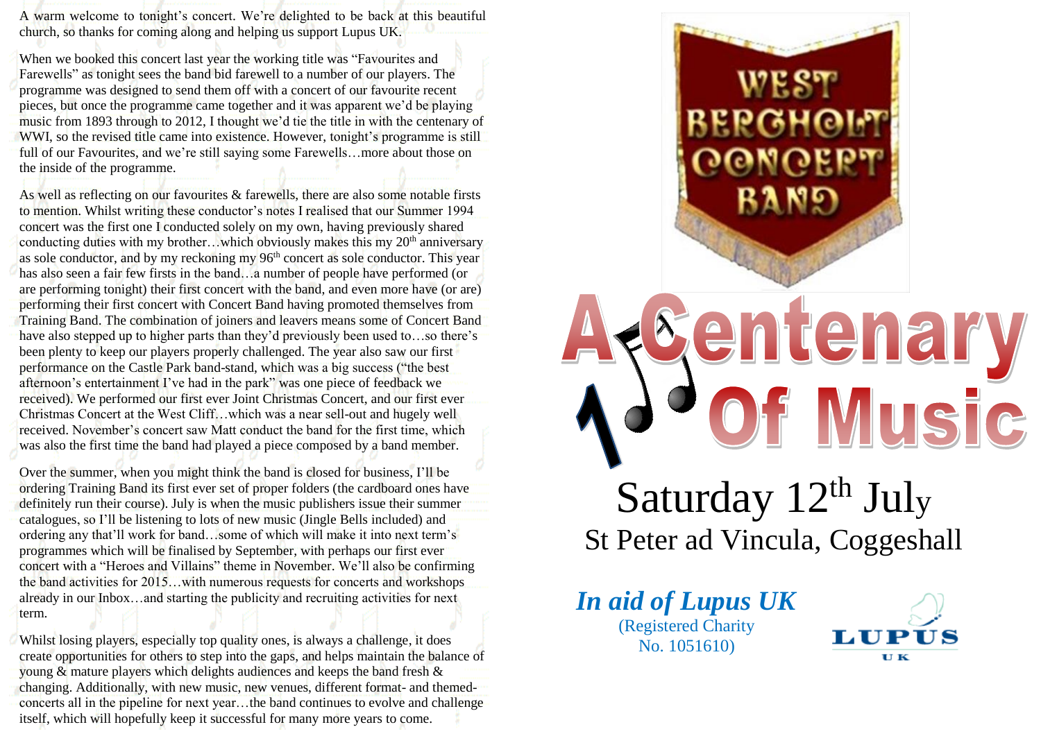A warm welcome to tonight's concert. We're delighted to be back at this beautiful church, so thanks for coming along and helping us support Lupus UK.

When we booked this concert last year the working title was "Favourites and Farewells" as tonight sees the band bid farewell to a number of our players. The programme was designed to send them off with a concert of our favourite recent pieces, but once the programme came together and it was apparent we'd be playing music from 1893 through to 2012, I thought we'd tie the title in with the centenary of WWI, so the revised title came into existence. However, tonight's programme is still full of our Favourites, and we're still saying some Farewells…more about those on the inside of the programme.

As well as reflecting on our favourites & farewells, there are also some notable firsts to mention. Whilst writing these conductor's notes I realised that our Summer 1994 concert was the first one I conducted solely on my own, having previously shared conducting duties with my brother…which obviously makes this my 20th anniversary as sole conductor, and by my reckoning my 96th concert as sole conductor. This year has also seen a fair few firsts in the band…a number of people have performed (or are performing tonight) their first concert with the band, and even more have (or are) performing their first concert with Concert Band having promoted themselves from Training Band. The combination of joiners and leavers means some of Concert Band have also stepped up to higher parts than they'd previously been used to…so there's been plenty to keep our players properly challenged. The year also saw our first performance on the Castle Park band-stand, which was a big success ("the best afternoon's entertainment I've had in the park" was one piece of feedback we received). We performed our first ever Joint Christmas Concert, and our first ever Christmas Concert at the West Cliff…which was a near sell-out and hugely well received. November's concert saw Matt conduct the band for the first time, which was also the first time the band had played a piece composed by a band member.

Over the summer, when you might think the band is closed for business, I'll be ordering Training Band its first ever set of proper folders (the cardboard ones have definitely run their course). July is when the music publishers issue their summer catalogues, so I'll be listening to lots of new music (Jingle Bells included) and ordering any that'll work for band…some of which will make it into next term's programmes which will be finalised by September, with perhaps our first ever concert with a "Heroes and Villains" theme in November. We'll also be confirming the band activities for 2015…with numerous requests for concerts and workshops already in our Inbox…and starting the publicity and recruiting activities for next term.

Whilst losing players, especially top quality ones, is always a challenge, it does create opportunities for others to step into the gaps, and helps maintain the balance of young & mature players which delights audiences and keeps the band fresh & changing. Additionally, with new music, new venues, different format- and themed-concerts all in the pipeline for next year…the band continues to evolve and challenge itself, which will hopefully keep it successful for many more years to come.

WEST BERGHOLT CONCERT BAND

# A Centenary Of Music

## Saturday 12th July

St Peter ad Vincula, Coggeshall

***In aid of Lupus UK***

(Registered Charity No. 1051610)

LUPUS UK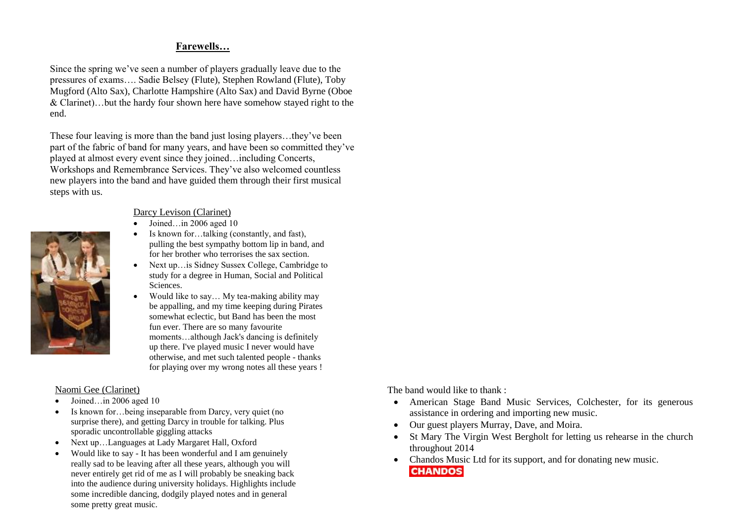## Farewells…

Since the spring we've seen a number of players gradually leave due to the pressures of exams…. Sadie Belsey (Flute), Stephen Rowland (Flute), Toby Mugford (Alto Sax), Charlotte Hampshire (Alto Sax) and David Byrne (Oboe & Clarinet)…but the hardy four shown here have somehow stayed right to the end.

These four leaving is more than the band just losing players…they've been part of the fabric of band for many years, and have been so committed they've played at almost every event since they joined…including Concerts, Workshops and Remembrance Services. They've also welcomed countless new players into the band and have guided them through their first musical steps with us.

### Darcy Levison (Clarinet)

- Joined…in 2006 aged 10
- Is known for…talking (constantly, and fast), pulling the best sympathy bottom lip in band, and for her brother who terrorises the sax section.
- Next up…is Sidney Sussex College, Cambridge to study for a degree in Human, Social and Political Sciences.
- Would like to say… My tea-making ability may be appalling, and my time keeping during Pirates somewhat eclectic, but Band has been the most fun ever. There are so many favourite moments…although Jack's dancing is definitely up there. I've played music I never would have otherwise, and met such talented people - thanks for playing over my wrong notes all these years !

### Naomi Gee (Clarinet)

- Joined…in 2006 aged 10
- Is known for…being inseparable from Darcy, very quiet (no surprise there), and getting Darcy in trouble for talking. Plus sporadic uncontrollable giggling attacks
- Next up…Languages at Lady Margaret Hall, Oxford
- Would like to say - It has been wonderful and I am genuinely really sad to be leaving after all these years, although you will never entirely get rid of me as I will probably be sneaking back into the audience during university holidays. Highlights include some incredible dancing, dodgily played notes and in general some pretty great music.

The band would like to thank :

- American Stage Band Music Services, Colchester, for its generous assistance in ordering and importing new music.
- Our guest players Murray, Dave, and Moira.
- St Mary The Virgin West Bergholt for letting us rehearse in the church throughout 2014
- Chandos Music Ltd for its support, and for donating new music.

CHANDOS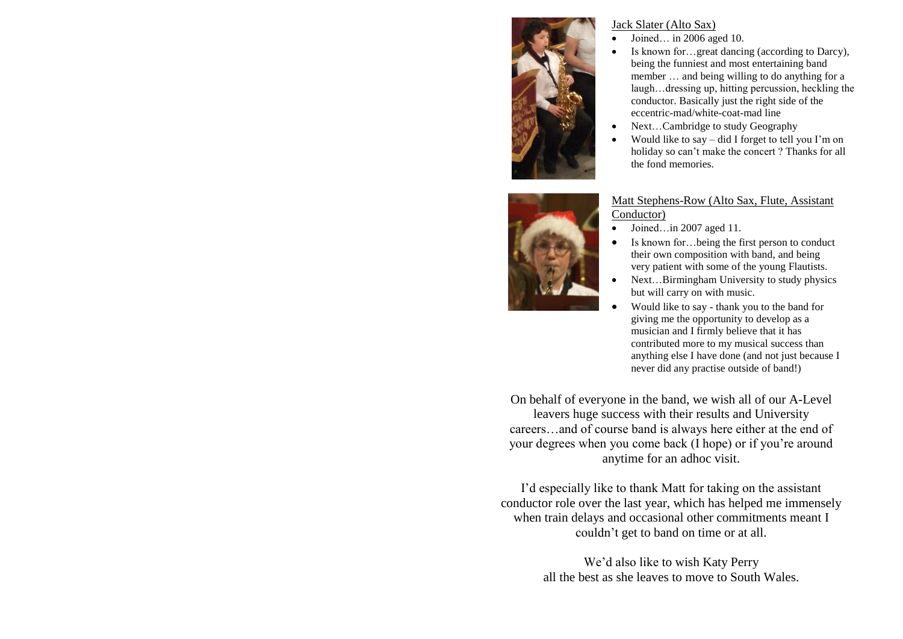Jack Slater (Alto Sax)

- Joined… in 2006 aged 10.
- Is known for…great dancing (according to Darcy), being the funniest and most entertaining band member … and being willing to do anything for a laugh…dressing up, hitting percussion, heckling the conductor. Basically just the right side of the eccentric-mad/white-coat-mad line
- Next…Cambridge to study Geography
- Would like to say – did I forget to tell you I'm on holiday so can't make the concert ? Thanks for all the fond memories.

Matt Stephens-Row (Alto Sax, Flute, Assistant Conductor)

- Joined…in 2007 aged 11.
- Is known for…being the first person to conduct their own composition with band, and being very patient with some of the young Flautists.
- Next…Birmingham University to study physics but will carry on with music.
- Would like to say - thank you to the band for giving me the opportunity to develop as a musician and I firmly believe that it has contributed more to my musical success than anything else I have done (and not just because I never did any practise outside of band!)

On behalf of everyone in the band, we wish all of our A-Level leavers huge success with their results and University careers…and of course band is always here either at the end of your degrees when you come back (I hope) or if you're around anytime for an adhoc visit.

I'd especially like to thank Matt for taking on the assistant conductor role over the last year, which has helped me immensely when train delays and occasional other commitments meant I couldn't get to band on time or at all.

We'd also like to wish Katy Perry all the best as she leaves to move to South Wales.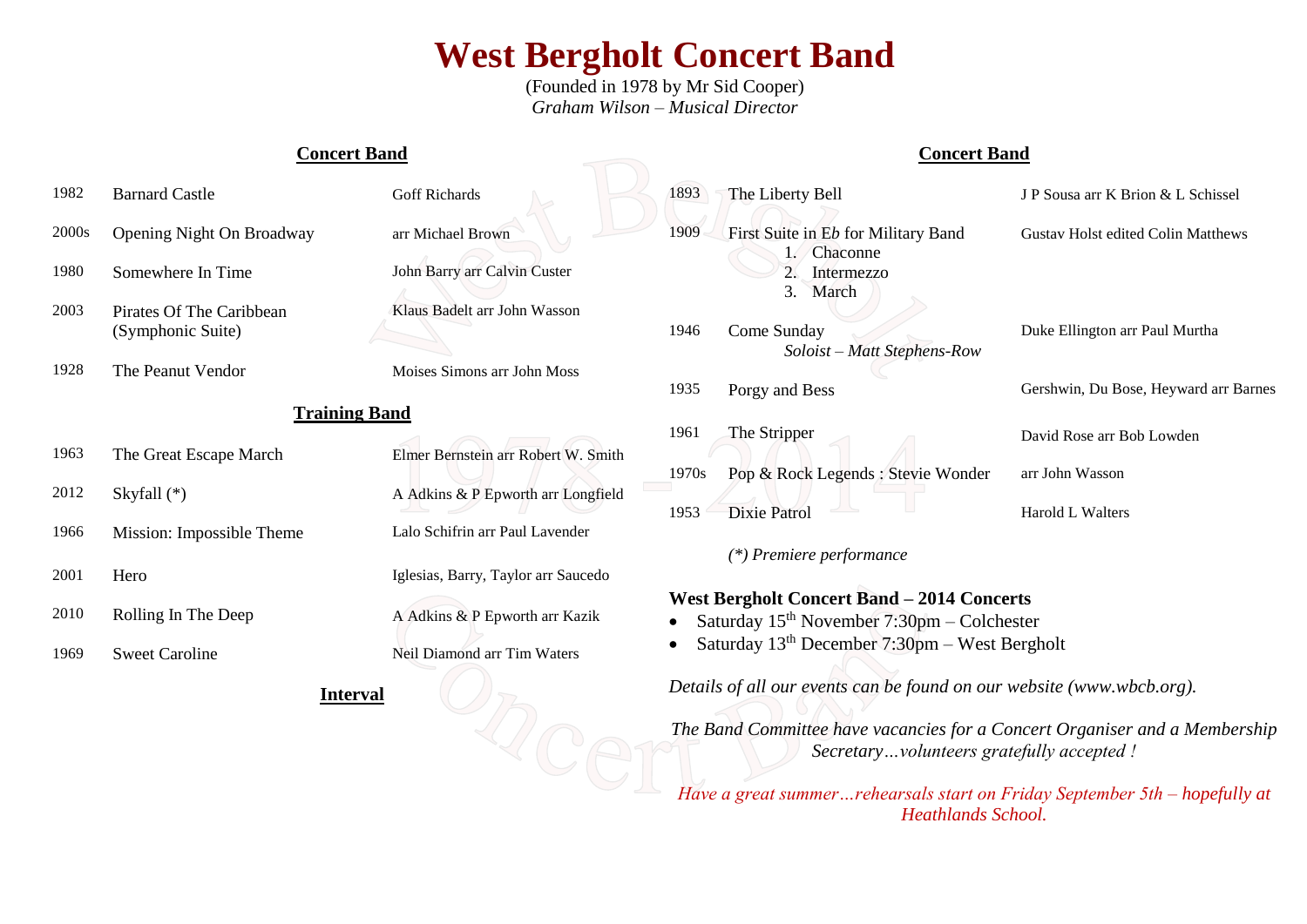# West Bergholt Concert Band

(Founded in 1978 by Mr Sid Cooper)

*Graham Wilson – Musical Director*

## Concert Band

| | | |
|---|---|---|
| 1982 | Barnard Castle | Goff Richards |
| 2000s | Opening Night On Broadway | arr Michael Brown |
| 1980 | Somewhere In Time | John Barry arr Calvin Custer |
| 2003 | Pirates Of The Caribbean (Symphonic Suite) | Klaus Badelt arr John Wasson |
| 1928 | The Peanut Vendor | Moises Simons arr John Moss |

## Training Band

| | | |
|---|---|---|
| 1963 | The Great Escape March | Elmer Bernstein arr Robert W. Smith |
| 2012 | Skyfall (*) | A Adkins & P Epworth arr Longfield |
| 1966 | Mission: Impossible Theme | Lalo Schifrin arr Paul Lavender |
| 2001 | Hero | Iglesias, Barry, Taylor arr Saucedo |
| 2010 | Rolling In The Deep | A Adkins & P Epworth arr Kazik |
| 1969 | Sweet Caroline | Neil Diamond arr Tim Waters |

## Interval

## Concert Band

| | | |
|---|---|---|
| 1893 | The Liberty Bell | J P Sousa arr K Brion & L Schissel |
| 1909 | First Suite in E*b* for Military Band<br>1. Chaconne<br>2. Intermezzo<br>3. March | Gustav Holst edited Colin Matthews |
| 1946 | Come Sunday<br>*Soloist – Matt Stephens-Row* | Duke Ellington arr Paul Murtha |
| 1935 | Porgy and Bess | Gershwin, Du Bose, Heyward arr Barnes |
| 1961 | The Stripper | David Rose arr Bob Lowden |
| 1970s | Pop & Rock Legends : Stevie Wonder | arr John Wasson |
| 1953 | Dixie Patrol | Harold L Walters |

*(*) Premiere performance*

**West Bergholt Concert Band – 2014 Concerts**

- Saturday 15th November 7:30pm – Colchester
- Saturday 13th December 7:30pm – West Bergholt

*Details of all our events can be found on our website (www.wbcb.org).*

*The Band Committee have vacancies for a Concert Organiser and a Membership Secretary…volunteers gratefully accepted !*

*Have a great summer…rehearsals start on Friday September 5th – hopefully at Heathlands School.*